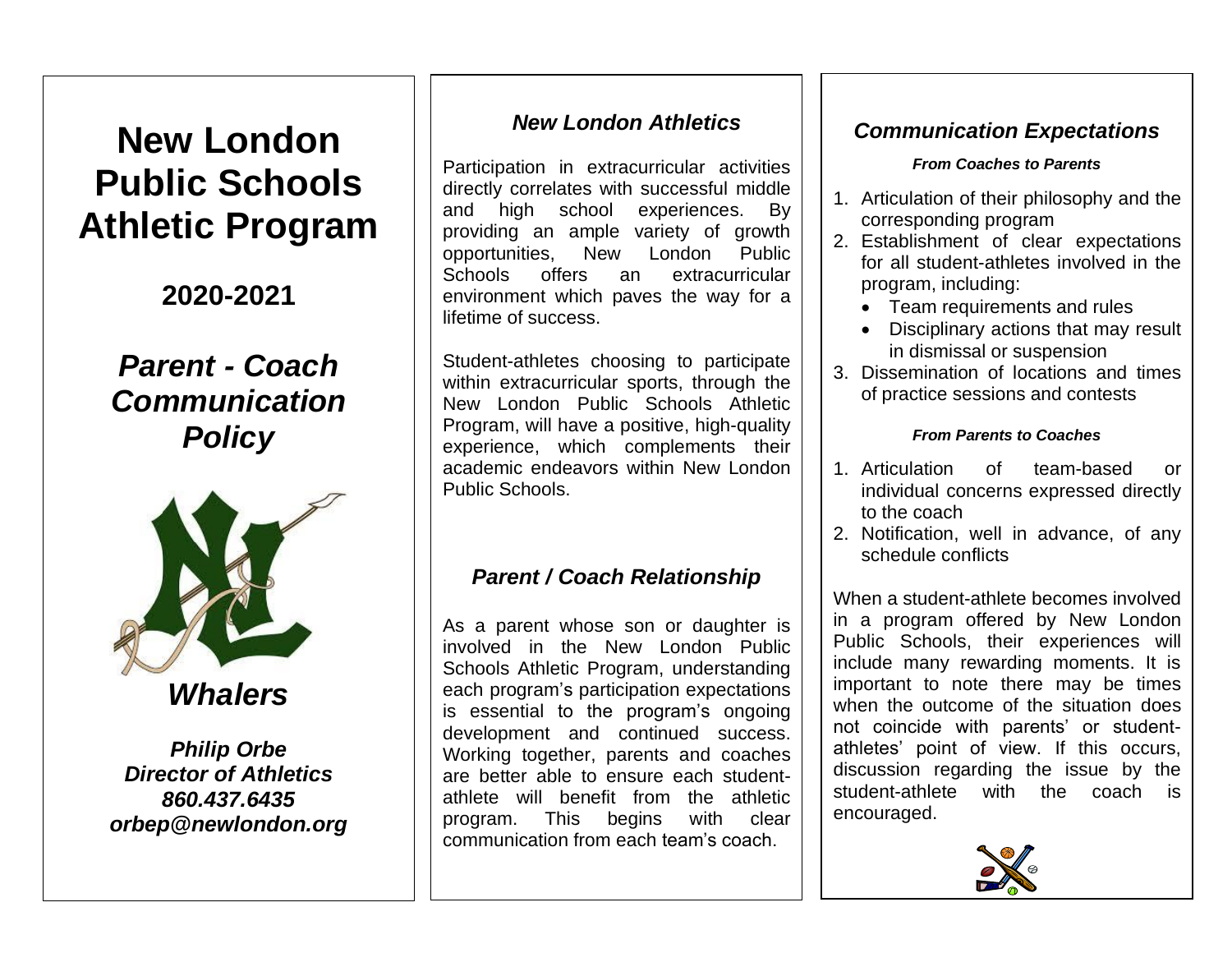# New London Public Schools Athletic Program

## 2020-2021

## *Parent - Coach Communication Policy*

## *Whalers*

***Philip Orbe***
***Director of Athletics***
***860.437.6435***
***orbep@newlondon.org***

## *New London Athletics*

Participation in extracurricular activities directly correlates with successful middle and high school experiences. By providing an ample variety of growth opportunities, New London Public Schools offers an extracurricular environment which paves the way for a lifetime of success.

Student-athletes choosing to participate within extracurricular sports, through the New London Public Schools Athletic Program, will have a positive, high-quality experience, which complements their academic endeavors within New London Public Schools.

## *Parent / Coach Relationship*

As a parent whose son or daughter is involved in the New London Public Schools Athletic Program, understanding each program's participation expectations is essential to the program's ongoing development and continued success. Working together, parents and coaches are better able to ensure each student-athlete will benefit from the athletic program. This begins with clear communication from each team's coach.

## *Communication Expectations*

***From Coaches to Parents***

1. Articulation of their philosophy and the corresponding program
2. Establishment of clear expectations for all student-athletes involved in the program, including:
   - Team requirements and rules
   - Disciplinary actions that may result in dismissal or suspension
3. Dissemination of locations and times of practice sessions and contests

***From Parents to Coaches***

1. Articulation of team-based or individual concerns expressed directly to the coach
2. Notification, well in advance, of any schedule conflicts

When a student-athlete becomes involved in a program offered by New London Public Schools, their experiences will include many rewarding moments. It is important to note there may be times when the outcome of the situation does not coincide with parents' or student-athletes' point of view. If this occurs, discussion regarding the issue by the student-athlete with the coach is encouraged.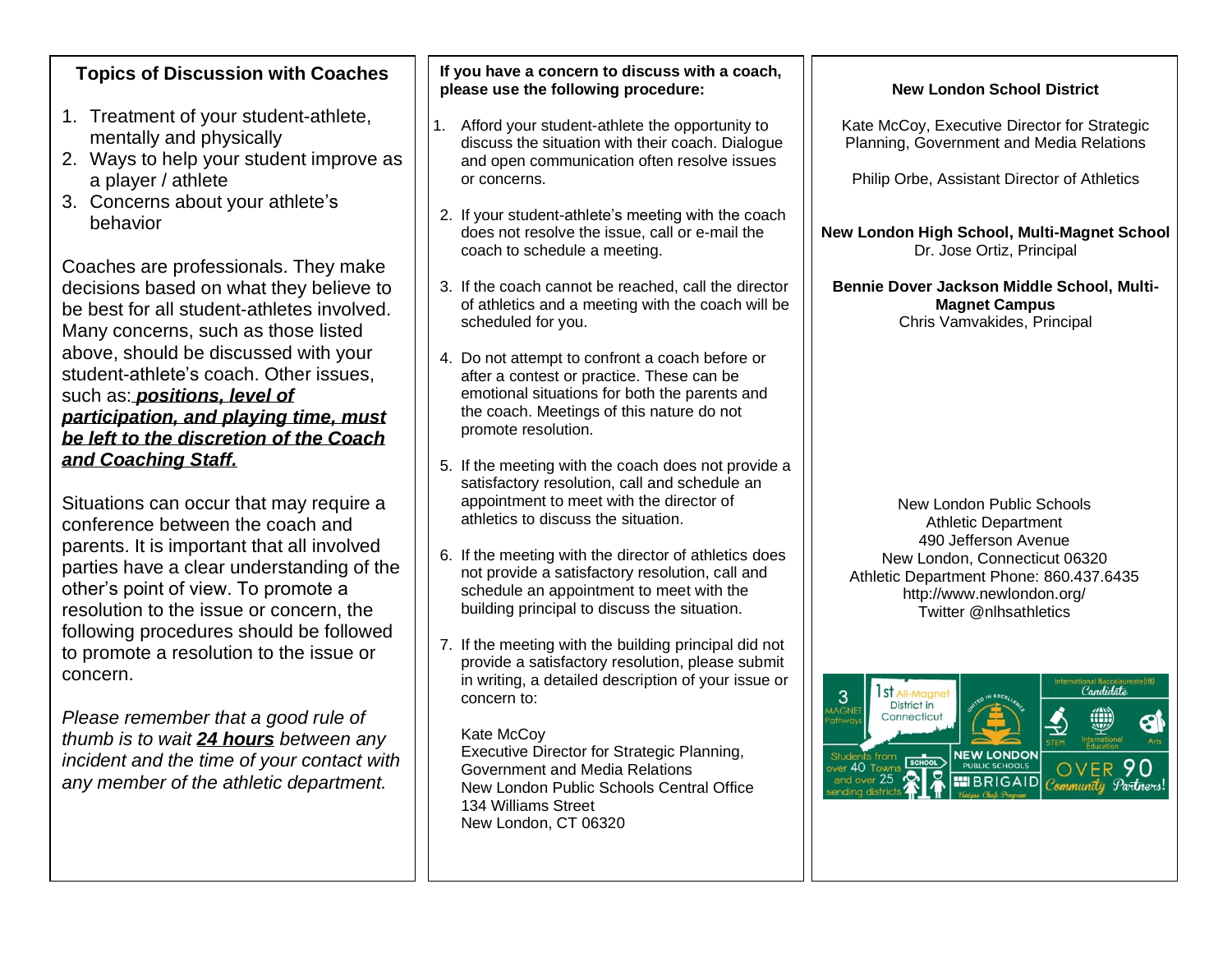## Topics of Discussion with Coaches

1. Treatment of your student-athlete, mentally and physically
2. Ways to help your student improve as a player / athlete
3. Concerns about your athlete's behavior

Coaches are professionals. They make decisions based on what they believe to be best for all student-athletes involved. Many concerns, such as those listed above, should be discussed with your student-athlete's coach. Other issues, such as: ***positions, level of participation, and playing time, must be left to the discretion of the Coach and Coaching Staff.***

Situations can occur that may require a conference between the coach and parents. It is important that all involved parties have a clear understanding of the other's point of view. To promote a resolution to the issue or concern, the following procedures should be followed to promote a resolution to the issue or concern.

*Please remember that a good rule of thumb is to wait **24 hours** between any incident and the time of your contact with any member of the athletic department.*

**If you have a concern to discuss with a coach, please use the following procedure:**

1. Afford your student-athlete the opportunity to discuss the situation with their coach. Dialogue and open communication often resolve issues or concerns.
2. If your student-athlete's meeting with the coach does not resolve the issue, call or e-mail the coach to schedule a meeting.
3. If the coach cannot be reached, call the director of athletics and a meeting with the coach will be scheduled for you.
4. Do not attempt to confront a coach before or after a contest or practice. These can be emotional situations for both the parents and the coach. Meetings of this nature do not promote resolution.
5. If the meeting with the coach does not provide a satisfactory resolution, call and schedule an appointment to meet with the director of athletics to discuss the situation.
6. If the meeting with the director of athletics does not provide a satisfactory resolution, call and schedule an appointment to meet with the building principal to discuss the situation.
7. If the meeting with the building principal did not provide a satisfactory resolution, please submit in writing, a detailed description of your issue or concern to:

   Kate McCoy
   Executive Director for Strategic Planning, Government and Media Relations
   New London Public Schools Central Office
   134 Williams Street
   New London, CT 06320

**New London School District**

Kate McCoy, Executive Director for Strategic Planning, Government and Media Relations

Philip Orbe, Assistant Director of Athletics

**New London High School, Multi-Magnet School**
Dr. Jose Ortiz, Principal

**Bennie Dover Jackson Middle School, Multi-Magnet Campus**
Chris Vamvakides, Principal

New London Public Schools
Athletic Department
490 Jefferson Avenue
New London, Connecticut 06320
Athletic Department Phone: 860.437.6435
http://www.newlondon.org/
Twitter @nlhsathletics

3 MAGNET Pathways
1st All-Magnet District in Connecticut
International Baccalaureate (IB) Candidate
STEM International Education Arts
Students from over 40 Towns and over 25 sending districts
NEW LONDON PUBLIC SCHOOLS
BRIGAID
OVER 90 Community Partners!